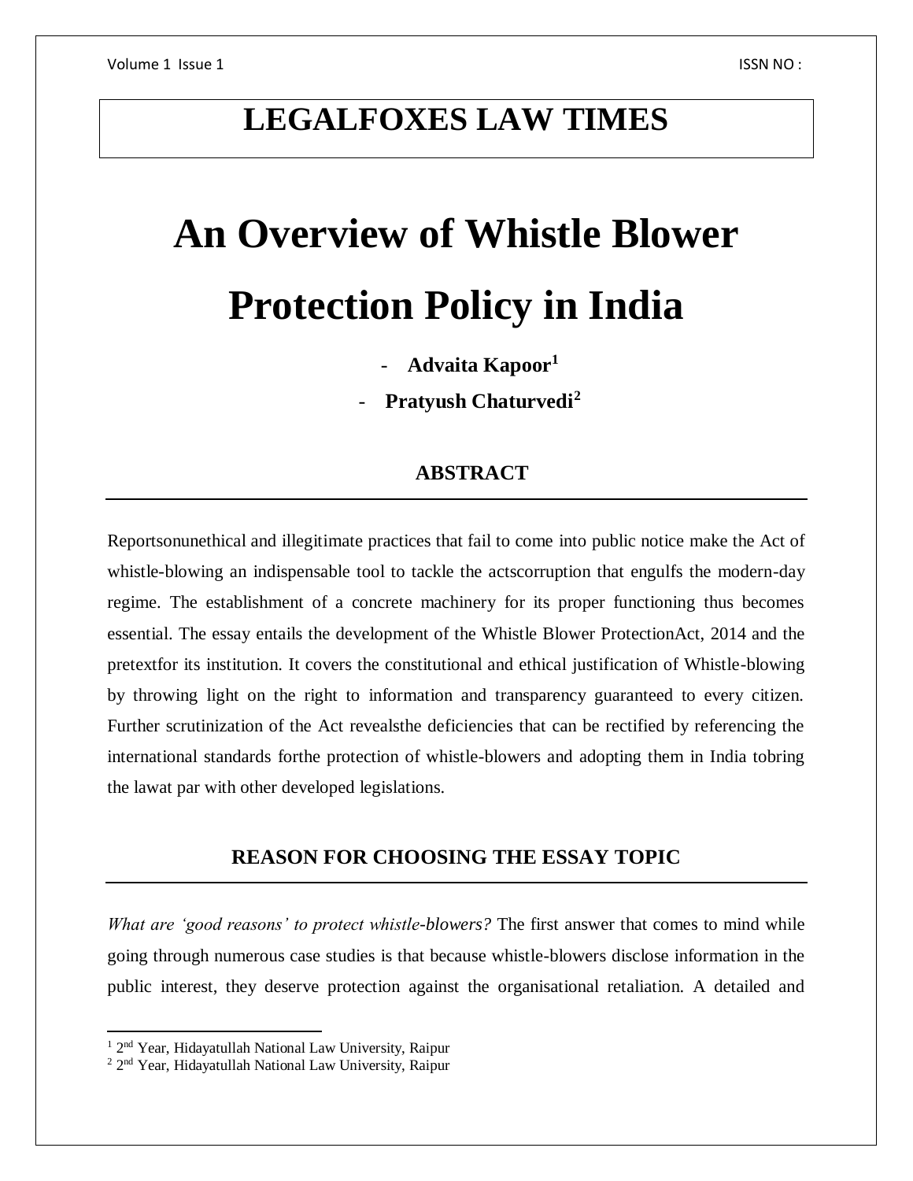# LEGALFOXES LAW TIMES

# An Overview of Whistle Blower Protection Policy in India

- **Advaita Kapoor**[1]
- **Pratyush Chaturvedi**[2]

## ABSTRACT

Reportsonunethical and illegitimate practices that fail to come into public notice make the Act of whistle-blowing an indispensable tool to tackle the actscorruption that engulfs the modern-day regime. The establishment of a concrete machinery for its proper functioning thus becomes essential. The essay entails the development of the Whistle Blower ProtectionAct, 2014 and the pretextfor its institution. It covers the constitutional and ethical justification of Whistle-blowing by throwing light on the right to information and transparency guaranteed to every citizen. Further scrutinization of the Act revealsthe deficiencies that can be rectified by referencing the international standards forthe protection of whistle-blowers and adopting them in India tobring the lawat par with other developed legislations.

## REASON FOR CHOOSING THE ESSAY TOPIC

*What are 'good reasons' to protect whistle-blowers?* The first answer that comes to mind while going through numerous case studies is that because whistle-blowers disclose information in the public interest, they deserve protection against the organisational retaliation. A detailed and

---

[1] 2nd Year, Hidayatullah National Law University, Raipur

[2] 2nd Year, Hidayatullah National Law University, Raipur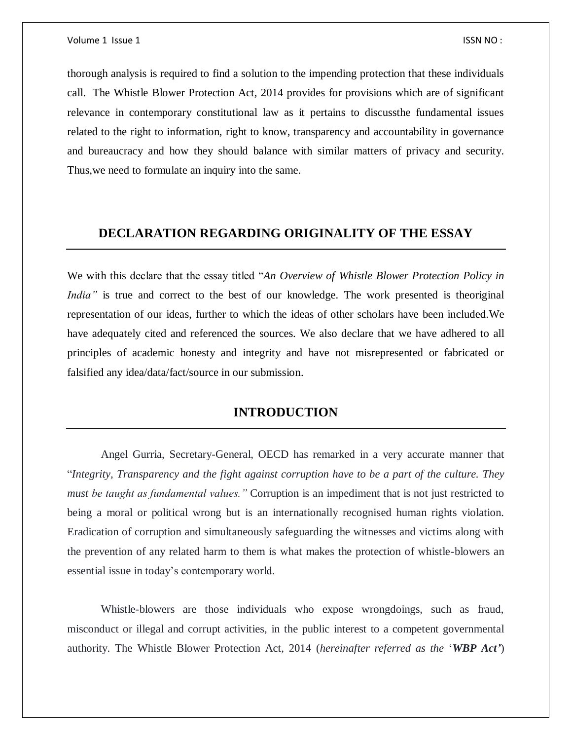thorough analysis is required to find a solution to the impending protection that these individuals call. The Whistle Blower Protection Act, 2014 provides for provisions which are of significant relevance in contemporary constitutional law as it pertains to discussthe fundamental issues related to the right to information, right to know, transparency and accountability in governance and bureaucracy and how they should balance with similar matters of privacy and security. Thus,we need to formulate an inquiry into the same.

## DECLARATION REGARDING ORIGINALITY OF THE ESSAY

We with this declare that the essay titled "*An Overview of Whistle Blower Protection Policy in India"* is true and correct to the best of our knowledge. The work presented is theoriginal representation of our ideas, further to which the ideas of other scholars have been included.We have adequately cited and referenced the sources. We also declare that we have adhered to all principles of academic honesty and integrity and have not misrepresented or fabricated or falsified any idea/data/fact/source in our submission.

## INTRODUCTION

Angel Gurria, Secretary-General, OECD has remarked in a very accurate manner that "*Integrity, Transparency and the fight against corruption have to be a part of the culture. They must be taught as fundamental values."* Corruption is an impediment that is not just restricted to being a moral or political wrong but is an internationally recognised human rights violation. Eradication of corruption and simultaneously safeguarding the witnesses and victims along with the prevention of any related harm to them is what makes the protection of whistle-blowers an essential issue in today's contemporary world.

Whistle-blowers are those individuals who expose wrongdoings, such as fraud, misconduct or illegal and corrupt activities, in the public interest to a competent governmental authority. The Whistle Blower Protection Act, 2014 (*hereinafter referred as the* '***WBP Act'***)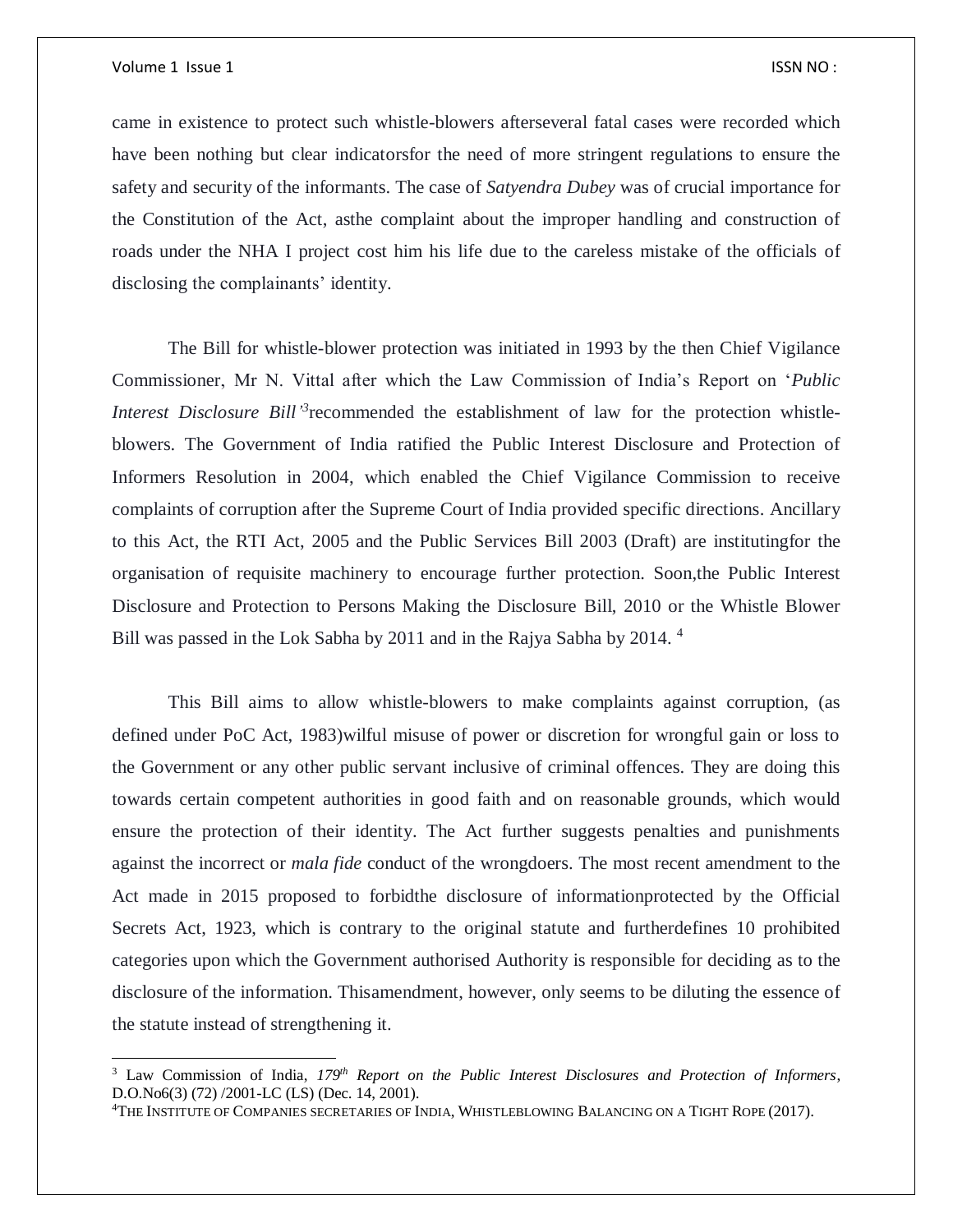came in existence to protect such whistle-blowers afterseveral fatal cases were recorded which have been nothing but clear indicatorsfor the need of more stringent regulations to ensure the safety and security of the informants. The case of *Satyendra Dubey* was of crucial importance for the Constitution of the Act, asthe complaint about the improper handling and construction of roads under the NHA I project cost him his life due to the careless mistake of the officials of disclosing the complainants' identity.

The Bill for whistle-blower protection was initiated in 1993 by the then Chief Vigilance Commissioner, Mr N. Vittal after which the Law Commission of India's Report on '*Public Interest Disclosure Bill*'[3]recommended the establishment of law for the protection whistle-blowers. The Government of India ratified the Public Interest Disclosure and Protection of Informers Resolution in 2004, which enabled the Chief Vigilance Commission to receive complaints of corruption after the Supreme Court of India provided specific directions. Ancillary to this Act, the RTI Act, 2005 and the Public Services Bill 2003 (Draft) are institutingfor the organisation of requisite machinery to encourage further protection. Soon,the Public Interest Disclosure and Protection to Persons Making the Disclosure Bill, 2010 or the Whistle Blower Bill was passed in the Lok Sabha by 2011 and in the Rajya Sabha by 2014. [4]

This Bill aims to allow whistle-blowers to make complaints against corruption, (as defined under PoC Act, 1983)wilful misuse of power or discretion for wrongful gain or loss to the Government or any other public servant inclusive of criminal offences. They are doing this towards certain competent authorities in good faith and on reasonable grounds, which would ensure the protection of their identity. The Act further suggests penalties and punishments against the incorrect or *mala fide* conduct of the wrongdoers. The most recent amendment to the Act made in 2015 proposed to forbidthe disclosure of informationprotected by the Official Secrets Act, 1923, which is contrary to the original statute and furtherdefines 10 prohibited categories upon which the Government authorised Authority is responsible for deciding as to the disclosure of the information. Thisamendment, however, only seems to be diluting the essence of the statute instead of strengthening it.

---

[3] Law Commission of India, *179th Report on the Public Interest Disclosures and Protection of Informers*, D.O.No6(3) (72) /2001-LC (LS) (Dec. 14, 2001).

[4] THE INSTITUTE OF COMPANIES SECRETARIES OF INDIA, WHISTLEBLOWING BALANCING ON A TIGHT ROPE (2017).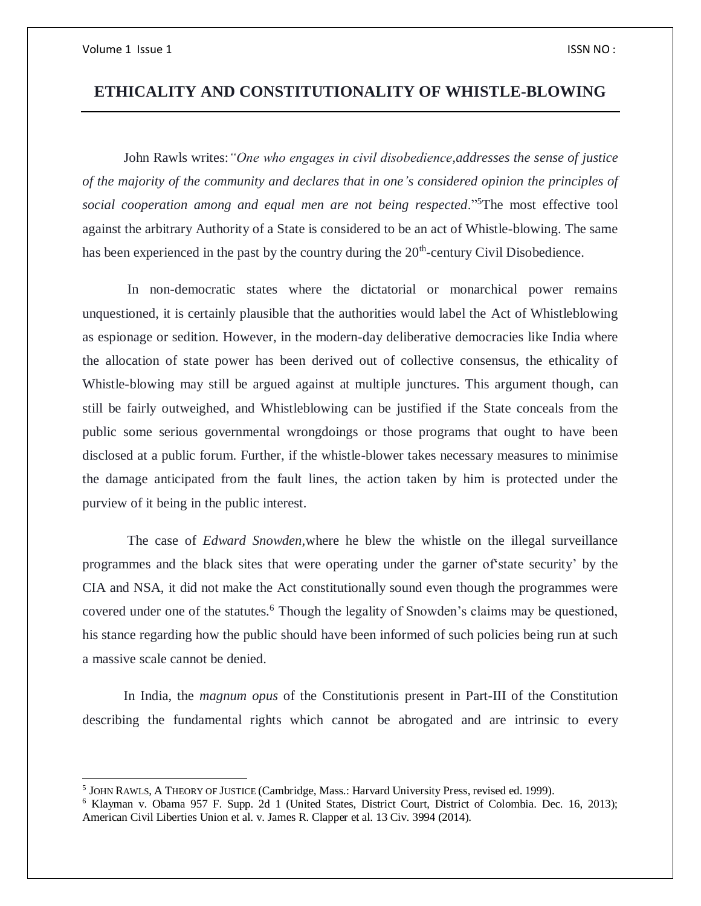# ETHICALITY AND CONSTITUTIONALITY OF WHISTLE-BLOWING

John Rawls writes:*"One who engages in civil disobedience,addresses the sense of justice of the majority of the community and declares that in one's considered opinion the principles of social cooperation among and equal men are not being respected*."[5]The most effective tool against the arbitrary Authority of a State is considered to be an act of Whistle-blowing. The same has been experienced in the past by the country during the 20th-century Civil Disobedience.

In non-democratic states where the dictatorial or monarchical power remains unquestioned, it is certainly plausible that the authorities would label the Act of Whistleblowing as espionage or sedition. However, in the modern-day deliberative democracies like India where the allocation of state power has been derived out of collective consensus, the ethicality of Whistle-blowing may still be argued against at multiple junctures. This argument though, can still be fairly outweighed, and Whistleblowing can be justified if the State conceals from the public some serious governmental wrongdoings or those programs that ought to have been disclosed at a public forum. Further, if the whistle-blower takes necessary measures to minimise the damage anticipated from the fault lines, the action taken by him is protected under the purview of it being in the public interest.

The case of *Edward Snowden*,where he blew the whistle on the illegal surveillance programmes and the black sites that were operating under the garner of'state security' by the CIA and NSA, it did not make the Act constitutionally sound even though the programmes were covered under one of the statutes.[6] Though the legality of Snowden's claims may be questioned, his stance regarding how the public should have been informed of such policies being run at such a massive scale cannot be denied.

In India, the *magnum opus* of the Constitutionis present in Part-III of the Constitution describing the fundamental rights which cannot be abrogated and are intrinsic to every

---

[5] JOHN RAWLS, A THEORY OF JUSTICE (Cambridge, Mass.: Harvard University Press, revised ed. 1999).

[6] Klayman v. Obama 957 F. Supp. 2d 1 (United States, District Court, District of Colombia. Dec. 16, 2013); American Civil Liberties Union et al. v. James R. Clapper et al. 13 Civ. 3994 (2014).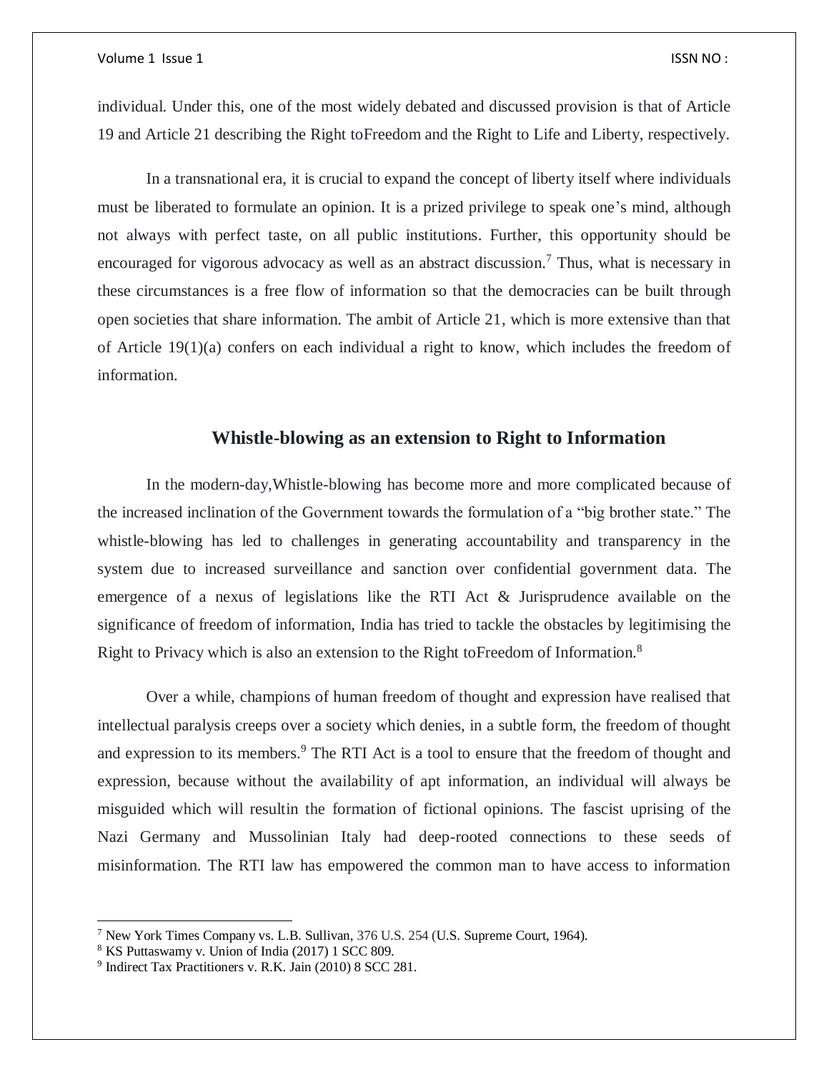individual. Under this, one of the most widely debated and discussed provision is that of Article 19 and Article 21 describing the Right toFreedom and the Right to Life and Liberty, respectively.

In a transnational era, it is crucial to expand the concept of liberty itself where individuals must be liberated to formulate an opinion. It is a prized privilege to speak one's mind, although not always with perfect taste, on all public institutions. Further, this opportunity should be encouraged for vigorous advocacy as well as an abstract discussion.[7] Thus, what is necessary in these circumstances is a free flow of information so that the democracies can be built through open societies that share information. The ambit of Article 21, which is more extensive than that of Article 19(1)(a) confers on each individual a right to know, which includes the freedom of information.

## Whistle-blowing as an extension to Right to Information

In the modern-day,Whistle-blowing has become more and more complicated because of the increased inclination of the Government towards the formulation of a "big brother state." The whistle-blowing has led to challenges in generating accountability and transparency in the system due to increased surveillance and sanction over confidential government data. The emergence of a nexus of legislations like the RTI Act & Jurisprudence available on the significance of freedom of information, India has tried to tackle the obstacles by legitimising the Right to Privacy which is also an extension to the Right toFreedom of Information.[8]

Over a while, champions of human freedom of thought and expression have realised that intellectual paralysis creeps over a society which denies, in a subtle form, the freedom of thought and expression to its members.[9] The RTI Act is a tool to ensure that the freedom of thought and expression, because without the availability of apt information, an individual will always be misguided which will resultin the formation of fictional opinions. The fascist uprising of the Nazi Germany and Mussolinian Italy had deep-rooted connections to these seeds of misinformation. The RTI law has empowered the common man to have access to information

---

[7] New York Times Company vs. L.B. Sullivan, 376 U.S. 254 (U.S. Supreme Court, 1964).

[8] KS Puttaswamy v. Union of India (2017) 1 SCC 809.

[9] Indirect Tax Practitioners v. R.K. Jain (2010) 8 SCC 281.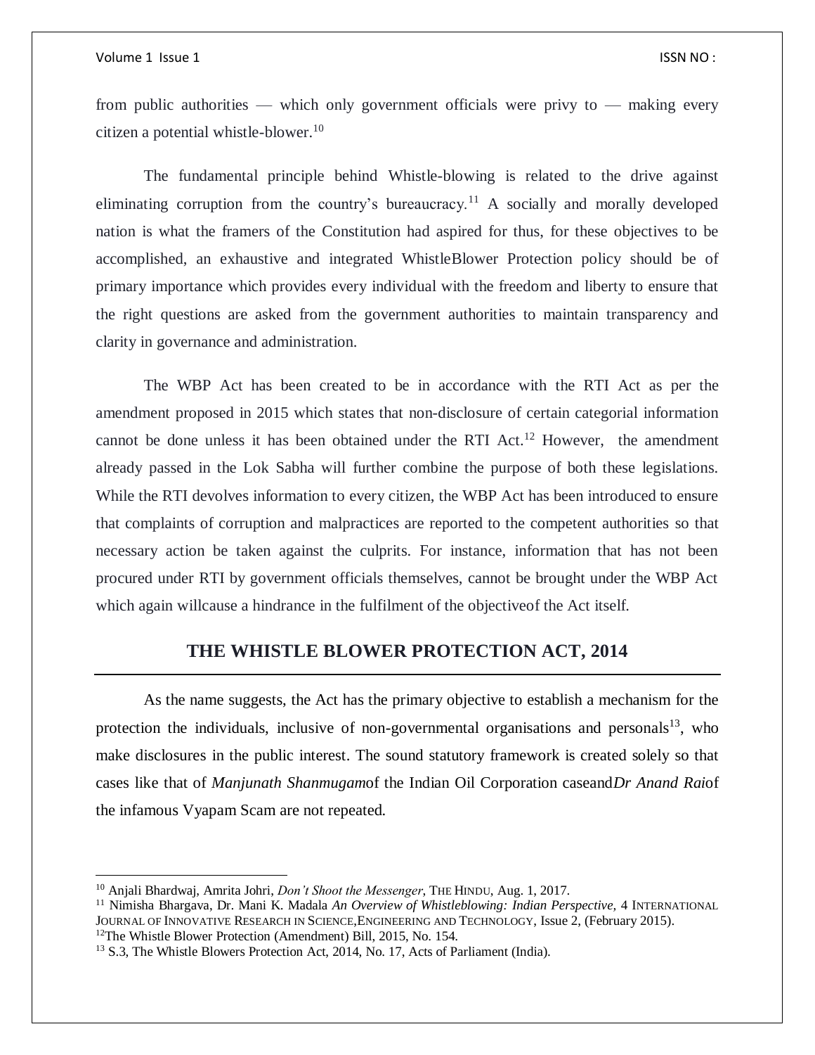from public authorities — which only government officials were privy to — making every citizen a potential whistle-blower.[10]

The fundamental principle behind Whistle-blowing is related to the drive against eliminating corruption from the country's bureaucracy.[11] A socially and morally developed nation is what the framers of the Constitution had aspired for thus, for these objectives to be accomplished, an exhaustive and integrated WhistleBlower Protection policy should be of primary importance which provides every individual with the freedom and liberty to ensure that the right questions are asked from the government authorities to maintain transparency and clarity in governance and administration.

The WBP Act has been created to be in accordance with the RTI Act as per the amendment proposed in 2015 which states that non-disclosure of certain categorial information cannot be done unless it has been obtained under the RTI Act.[12] However, the amendment already passed in the Lok Sabha will further combine the purpose of both these legislations. While the RTI devolves information to every citizen, the WBP Act has been introduced to ensure that complaints of corruption and malpractices are reported to the competent authorities so that necessary action be taken against the culprits. For instance, information that has not been procured under RTI by government officials themselves, cannot be brought under the WBP Act which again willcause a hindrance in the fulfilment of the objectiveof the Act itself.

## THE WHISTLE BLOWER PROTECTION ACT, 2014

As the name suggests, the Act has the primary objective to establish a mechanism for the protection the individuals, inclusive of non-governmental organisations and personals[13], who make disclosures in the public interest. The sound statutory framework is created solely so that cases like that of *Manjunath Shanmugam*of the Indian Oil Corporation caseand*Dr Anand Rai*of the infamous Vyapam Scam are not repeated.

---

[10] Anjali Bhardwaj, Amrita Johri, *Don't Shoot the Messenger*, THE HINDU, Aug. 1, 2017.

[11] Nimisha Bhargava, Dr. Mani K. Madala *An Overview of Whistleblowing: Indian Perspective*, 4 INTERNATIONAL JOURNAL OF INNOVATIVE RESEARCH IN SCIENCE,ENGINEERING AND TECHNOLOGY, Issue 2, (February 2015).

[12] The Whistle Blower Protection (Amendment) Bill, 2015, No. 154.

[13] S.3, The Whistle Blowers Protection Act, 2014, No. 17, Acts of Parliament (India).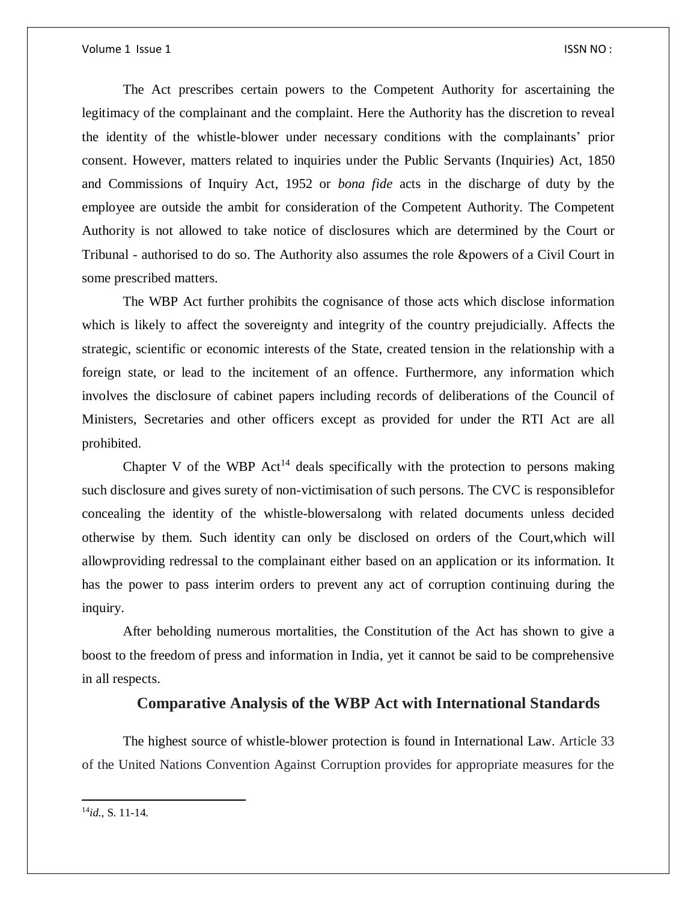The Act prescribes certain powers to the Competent Authority for ascertaining the legitimacy of the complainant and the complaint. Here the Authority has the discretion to reveal the identity of the whistle-blower under necessary conditions with the complainants' prior consent. However, matters related to inquiries under the Public Servants (Inquiries) Act, 1850 and Commissions of Inquiry Act, 1952 or *bona fide* acts in the discharge of duty by the employee are outside the ambit for consideration of the Competent Authority. The Competent Authority is not allowed to take notice of disclosures which are determined by the Court or Tribunal - authorised to do so. The Authority also assumes the role &powers of a Civil Court in some prescribed matters.

The WBP Act further prohibits the cognisance of those acts which disclose information which is likely to affect the sovereignty and integrity of the country prejudicially. Affects the strategic, scientific or economic interests of the State, created tension in the relationship with a foreign state, or lead to the incitement of an offence. Furthermore, any information which involves the disclosure of cabinet papers including records of deliberations of the Council of Ministers, Secretaries and other officers except as provided for under the RTI Act are all prohibited.

Chapter V of the WBP Act[14] deals specifically with the protection to persons making such disclosure and gives surety of non-victimisation of such persons. The CVC is responsiblefor concealing the identity of the whistle-blowersalong with related documents unless decided otherwise by them. Such identity can only be disclosed on orders of the Court,which will allowproviding redressal to the complainant either based on an application or its information. It has the power to pass interim orders to prevent any act of corruption continuing during the inquiry.

After beholding numerous mortalities, the Constitution of the Act has shown to give a boost to the freedom of press and information in India, yet it cannot be said to be comprehensive in all respects.

## Comparative Analysis of the WBP Act with International Standards

The highest source of whistle-blower protection is found in International Law. Article 33 of the United Nations Convention Against Corruption provides for appropriate measures for the

---

[14]*id.,* S. 11-14.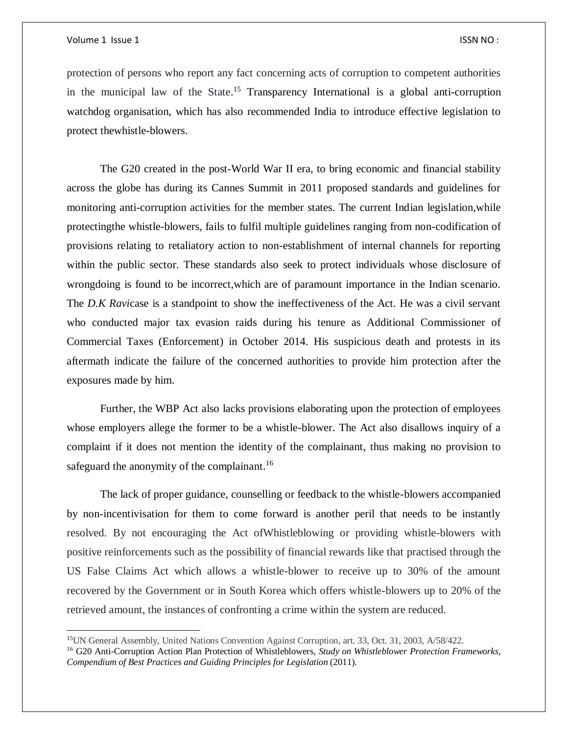protection of persons who report any fact concerning acts of corruption to competent authorities in the municipal law of the State.[15] Transparency International is a global anti-corruption watchdog organisation, which has also recommended India to introduce effective legislation to protect thewhistle-blowers.

The G20 created in the post-World War II era, to bring economic and financial stability across the globe has during its Cannes Summit in 2011 proposed standards and guidelines for monitoring anti-corruption activities for the member states. The current Indian legislation,while protectingthe whistle-blowers, fails to fulfil multiple guidelines ranging from non-codification of provisions relating to retaliatory action to non-establishment of internal channels for reporting within the public sector. These standards also seek to protect individuals whose disclosure of wrongdoing is found to be incorrect,which are of paramount importance in the Indian scenario. The *D.K Ravi*case is a standpoint to show the ineffectiveness of the Act. He was a civil servant who conducted major tax evasion raids during his tenure as Additional Commissioner of Commercial Taxes (Enforcement) in October 2014. His suspicious death and protests in its aftermath indicate the failure of the concerned authorities to provide him protection after the exposures made by him.

Further, the WBP Act also lacks provisions elaborating upon the protection of employees whose employers allege the former to be a whistle-blower. The Act also disallows inquiry of a complaint if it does not mention the identity of the complainant, thus making no provision to safeguard the anonymity of the complainant.[16]

The lack of proper guidance, counselling or feedback to the whistle-blowers accompanied by non-incentivisation for them to come forward is another peril that needs to be instantly resolved. By not encouraging the Act ofWhistleblowing or providing whistle-blowers with positive reinforcements such as the possibility of financial rewards like that practised through the US False Claims Act which allows a whistle-blower to receive up to 30% of the amount recovered by the Government or in South Korea which offers whistle-blowers up to 20% of the retrieved amount, the instances of confronting a crime within the system are reduced.

---

[15] UN General Assembly, United Nations Convention Against Corruption, art. 33, Oct. 31, 2003, A/58/422.

[16] G20 Anti-Corruption Action Plan Protection of Whistleblowers, *Study on Whistleblower Protection Frameworks, Compendium of Best Practices and Guiding Principles for Legislation* (2011).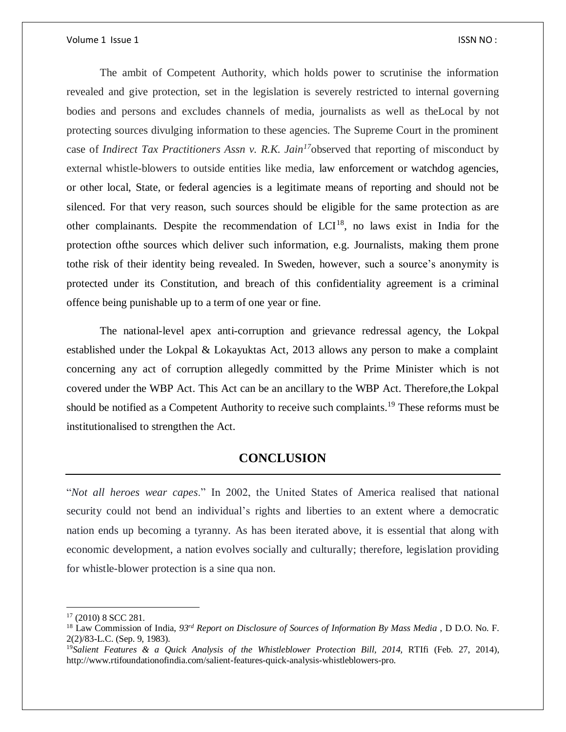The ambit of Competent Authority, which holds power to scrutinise the information revealed and give protection, set in the legislation is severely restricted to internal governing bodies and persons and excludes channels of media, journalists as well as theLocal by not protecting sources divulging information to these agencies. The Supreme Court in the prominent case of *Indirect Tax Practitioners Assn v. R.K. Jain*[17]observed that reporting of misconduct by external whistle-blowers to outside entities like media, law enforcement or watchdog agencies, or other local, State, or federal agencies is a legitimate means of reporting and should not be silenced. For that very reason, such sources should be eligible for the same protection as are other complainants. Despite the recommendation of LCI[18], no laws exist in India for the protection ofthe sources which deliver such information, e.g. Journalists, making them prone tothe risk of their identity being revealed. In Sweden, however, such a source's anonymity is protected under its Constitution, and breach of this confidentiality agreement is a criminal offence being punishable up to a term of one year or fine.

The national-level apex anti-corruption and grievance redressal agency, the Lokpal established under the Lokpal & Lokayuktas Act, 2013 allows any person to make a complaint concerning any act of corruption allegedly committed by the Prime Minister which is not covered under the WBP Act. This Act can be an ancillary to the WBP Act. Therefore,the Lokpal should be notified as a Competent Authority to receive such complaints.[19] These reforms must be institutionalised to strengthen the Act.

## CONCLUSION

"*Not all heroes wear capes*." In 2002, the United States of America realised that national security could not bend an individual's rights and liberties to an extent where a democratic nation ends up becoming a tyranny. As has been iterated above, it is essential that along with economic development, a nation evolves socially and culturally; therefore, legislation providing for whistle-blower protection is a sine qua non.

---

[17] (2010) 8 SCC 281.

[18] Law Commission of India, *93rd Report on Disclosure of Sources of Information By Mass Media* , D D.O. No. F. 2(2)/83-L.C. (Sep. 9, 1983).

[19] *Salient Features & a Quick Analysis of the Whistleblower Protection Bill, 2014,* RTIfi (Feb. 27, 2014), http://www.rtifoundationofindia.com/salient-features-quick-analysis-whistleblowers-pro.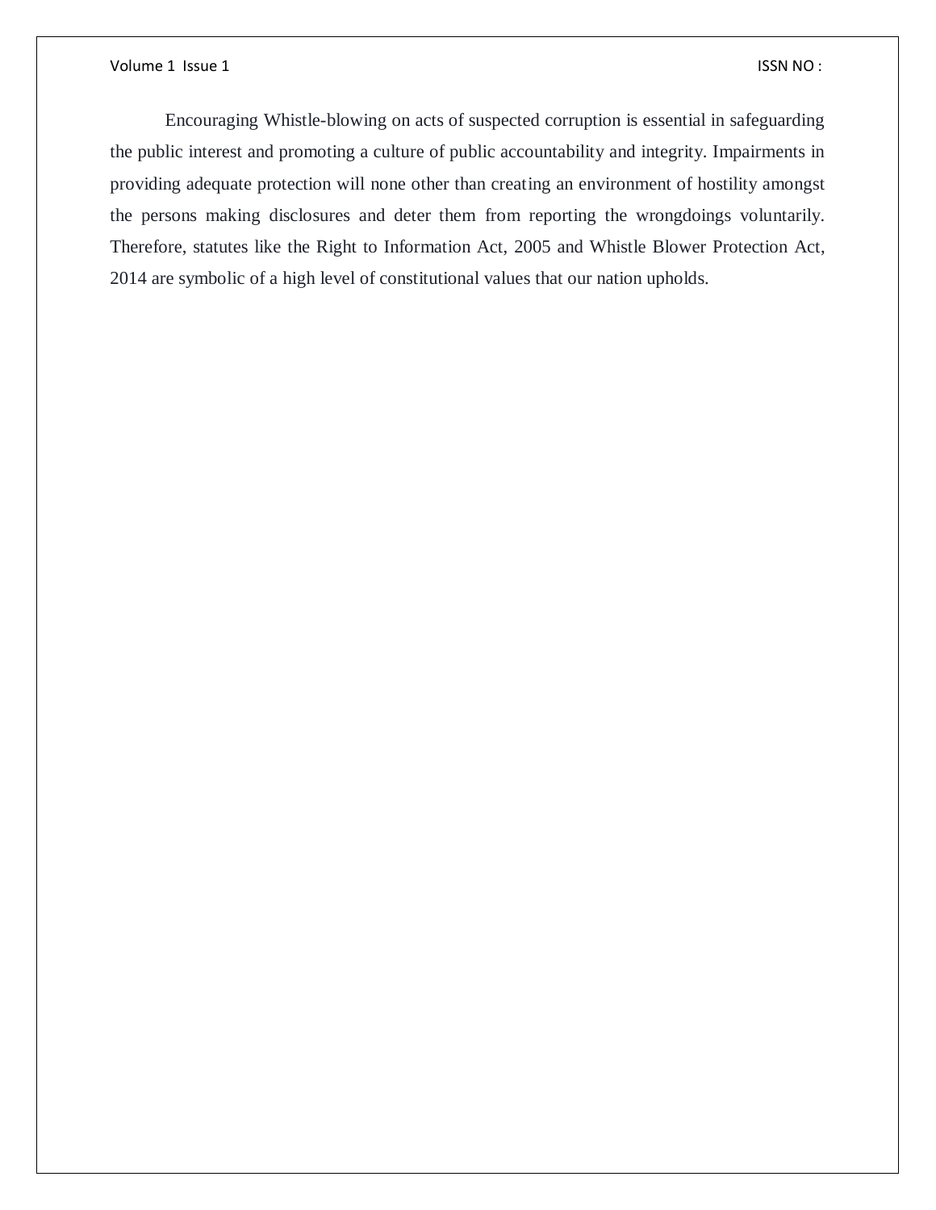Encouraging Whistle-blowing on acts of suspected corruption is essential in safeguarding the public interest and promoting a culture of public accountability and integrity. Impairments in providing adequate protection will none other than creating an environment of hostility amongst the persons making disclosures and deter them from reporting the wrongdoings voluntarily. Therefore, statutes like the Right to Information Act, 2005 and Whistle Blower Protection Act, 2014 are symbolic of a high level of constitutional values that our nation upholds.